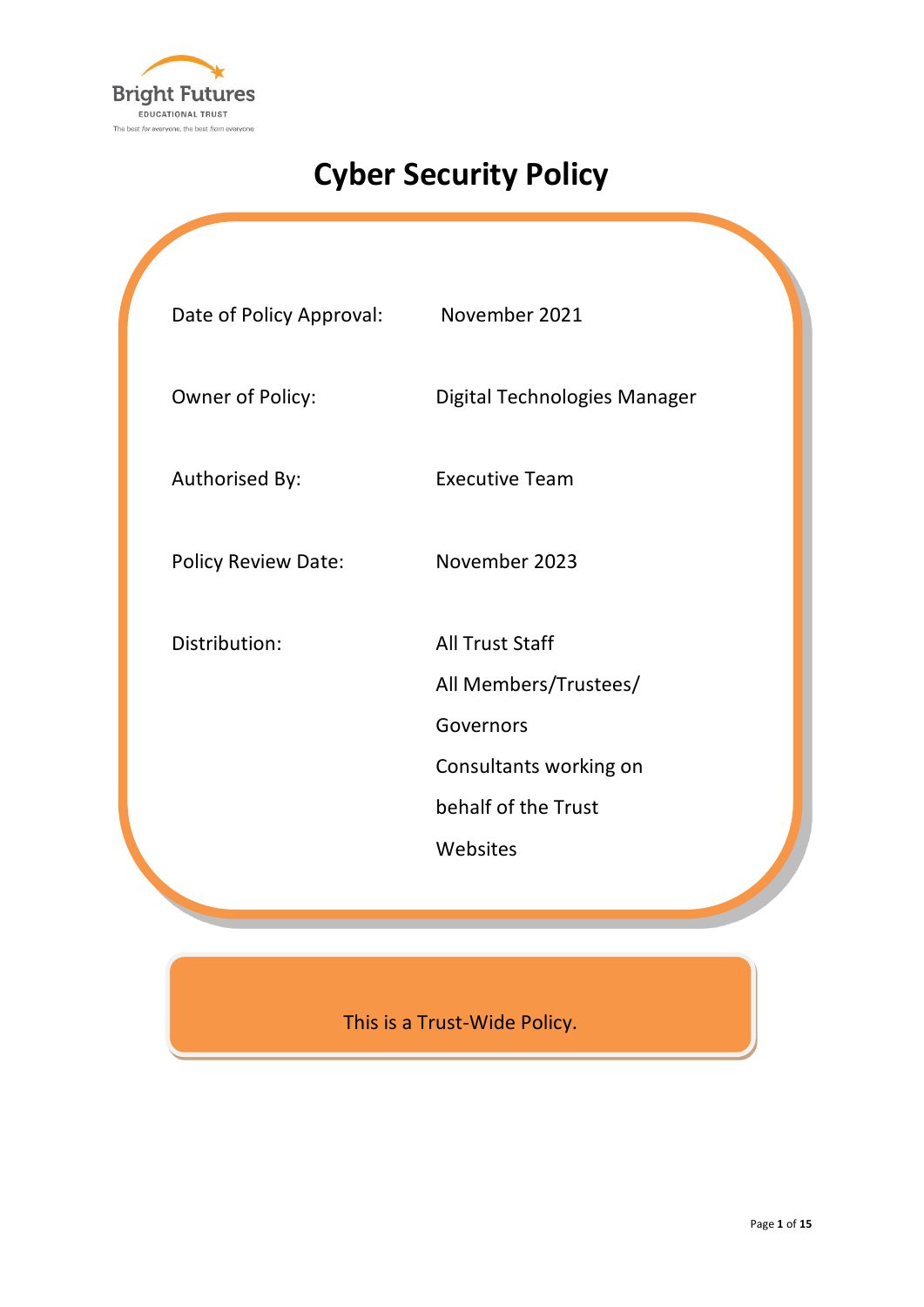Bright Futures
EDUCATIONAL TRUST
The best *for* everyone, the best *from* everyone

# Cyber Security Policy

| | |
|---|---|
| Date of Policy Approval: | November 2021 |
| Owner of Policy: | Digital Technologies Manager |
| Authorised By: | Executive Team |
| Policy Review Date: | November 2023 |
| Distribution: | All Trust Staff<br>All Members/Trustees/ Governors<br>Consultants working on behalf of the Trust<br>Websites |

This is a Trust-Wide Policy.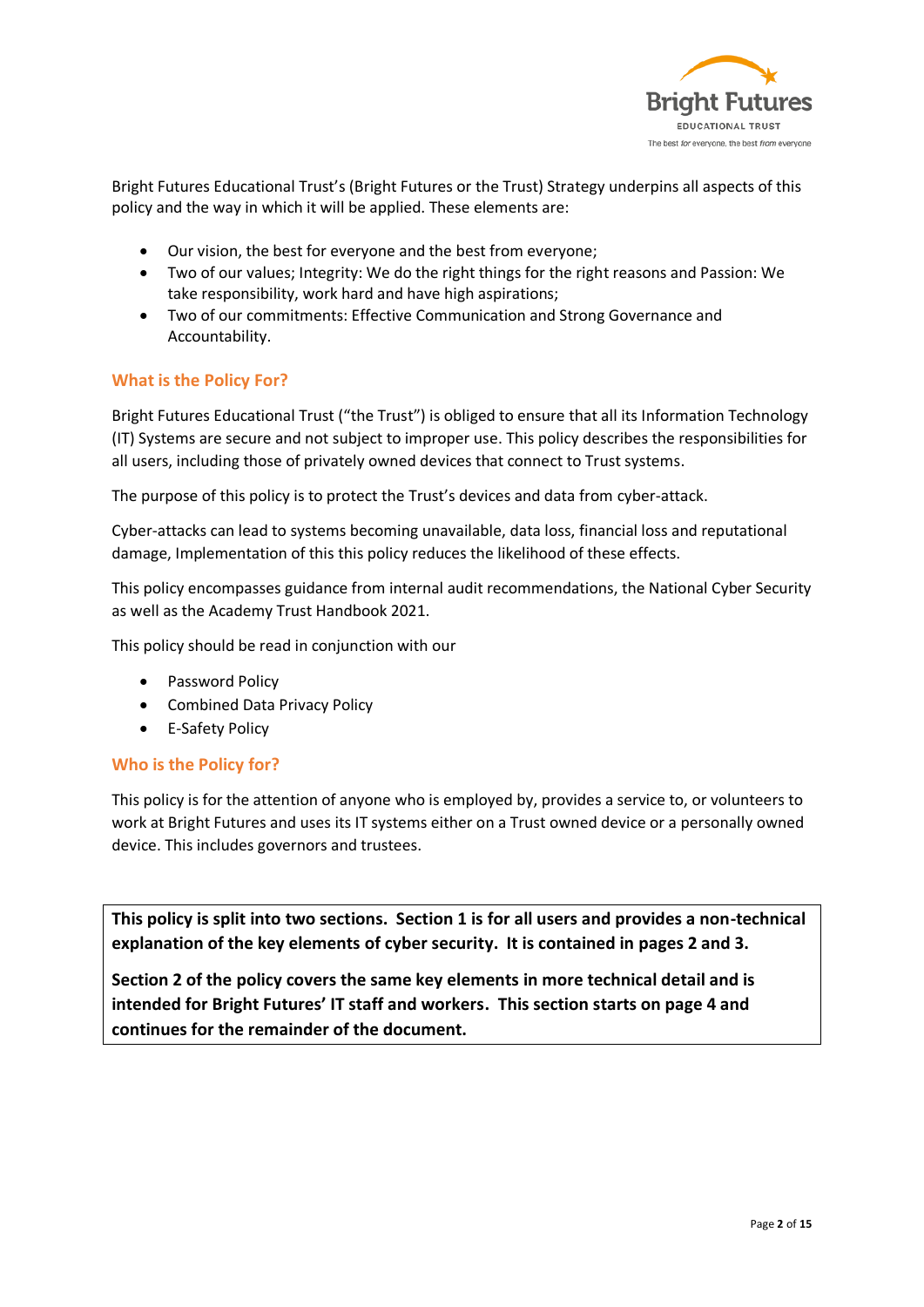Bright Futures Educational Trust's (Bright Futures or the Trust) Strategy underpins all aspects of this policy and the way in which it will be applied. These elements are:

- Our vision, the best for everyone and the best from everyone;
- Two of our values; Integrity: We do the right things for the right reasons and Passion: We take responsibility, work hard and have high aspirations;
- Two of our commitments: Effective Communication and Strong Governance and Accountability.

## What is the Policy For?

Bright Futures Educational Trust ("the Trust") is obliged to ensure that all its Information Technology (IT) Systems are secure and not subject to improper use. This policy describes the responsibilities for all users, including those of privately owned devices that connect to Trust systems.

The purpose of this policy is to protect the Trust's devices and data from cyber-attack.

Cyber-attacks can lead to systems becoming unavailable, data loss, financial loss and reputational damage, Implementation of this this policy reduces the likelihood of these effects.

This policy encompasses guidance from internal audit recommendations, the National Cyber Security as well as the Academy Trust Handbook 2021.

This policy should be read in conjunction with our

- Password Policy
- Combined Data Privacy Policy
- E-Safety Policy

## Who is the Policy for?

This policy is for the attention of anyone who is employed by, provides a service to, or volunteers to work at Bright Futures and uses its IT systems either on a Trust owned device or a personally owned device. This includes governors and trustees.

**This policy is split into two sections. Section 1 is for all users and provides a non-technical explanation of the key elements of cyber security. It is contained in pages 2 and 3.**

**Section 2 of the policy covers the same key elements in more technical detail and is intended for Bright Futures' IT staff and workers. This section starts on page 4 and continues for the remainder of the document.**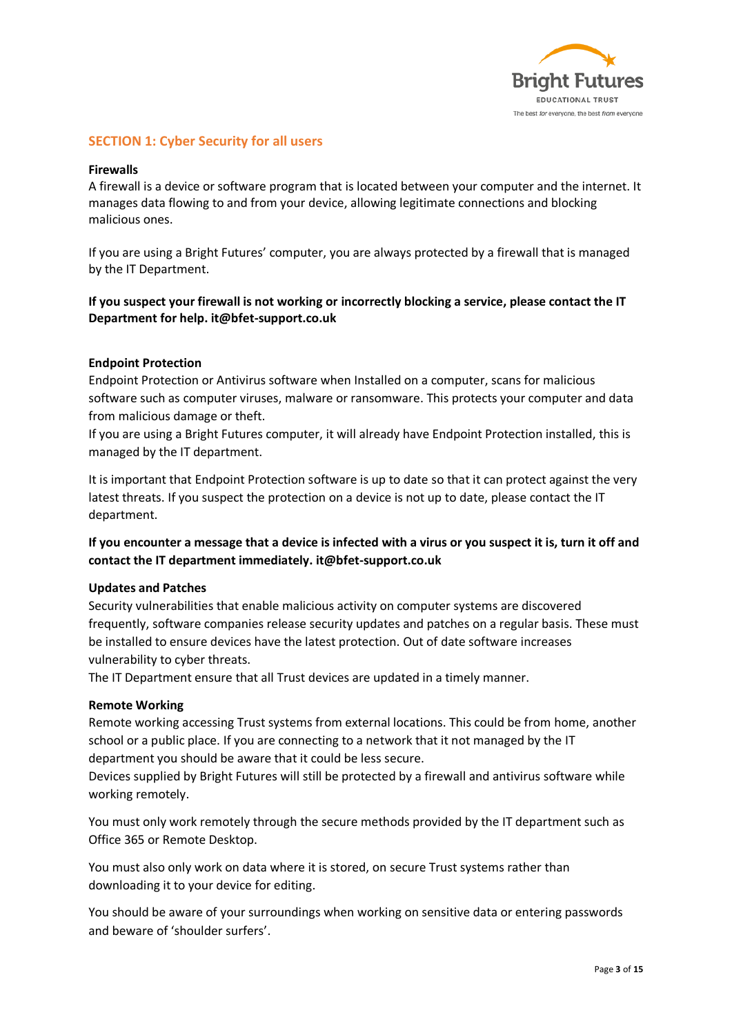## SECTION 1: Cyber Security for all users

**Firewalls**

A firewall is a device or software program that is located between your computer and the internet. It manages data flowing to and from your device, allowing legitimate connections and blocking malicious ones.

If you are using a Bright Futures' computer, you are always protected by a firewall that is managed by the IT Department.

**If you suspect your firewall is not working or incorrectly blocking a service, please contact the IT Department for help. it@bfet-support.co.uk**

**Endpoint Protection**

Endpoint Protection or Antivirus software when Installed on a computer, scans for malicious software such as computer viruses, malware or ransomware. This protects your computer and data from malicious damage or theft.

If you are using a Bright Futures computer, it will already have Endpoint Protection installed, this is managed by the IT department.

It is important that Endpoint Protection software is up to date so that it can protect against the very latest threats. If you suspect the protection on a device is not up to date, please contact the IT department.

**If you encounter a message that a device is infected with a virus or you suspect it is, turn it off and contact the IT department immediately. it@bfet-support.co.uk**

**Updates and Patches**

Security vulnerabilities that enable malicious activity on computer systems are discovered frequently, software companies release security updates and patches on a regular basis. These must be installed to ensure devices have the latest protection. Out of date software increases vulnerability to cyber threats.

The IT Department ensure that all Trust devices are updated in a timely manner.

**Remote Working**

Remote working accessing Trust systems from external locations. This could be from home, another school or a public place. If you are connecting to a network that it not managed by the IT department you should be aware that it could be less secure.

Devices supplied by Bright Futures will still be protected by a firewall and antivirus software while working remotely.

You must only work remotely through the secure methods provided by the IT department such as Office 365 or Remote Desktop.

You must also only work on data where it is stored, on secure Trust systems rather than downloading it to your device for editing.

You should be aware of your surroundings when working on sensitive data or entering passwords and beware of 'shoulder surfers'.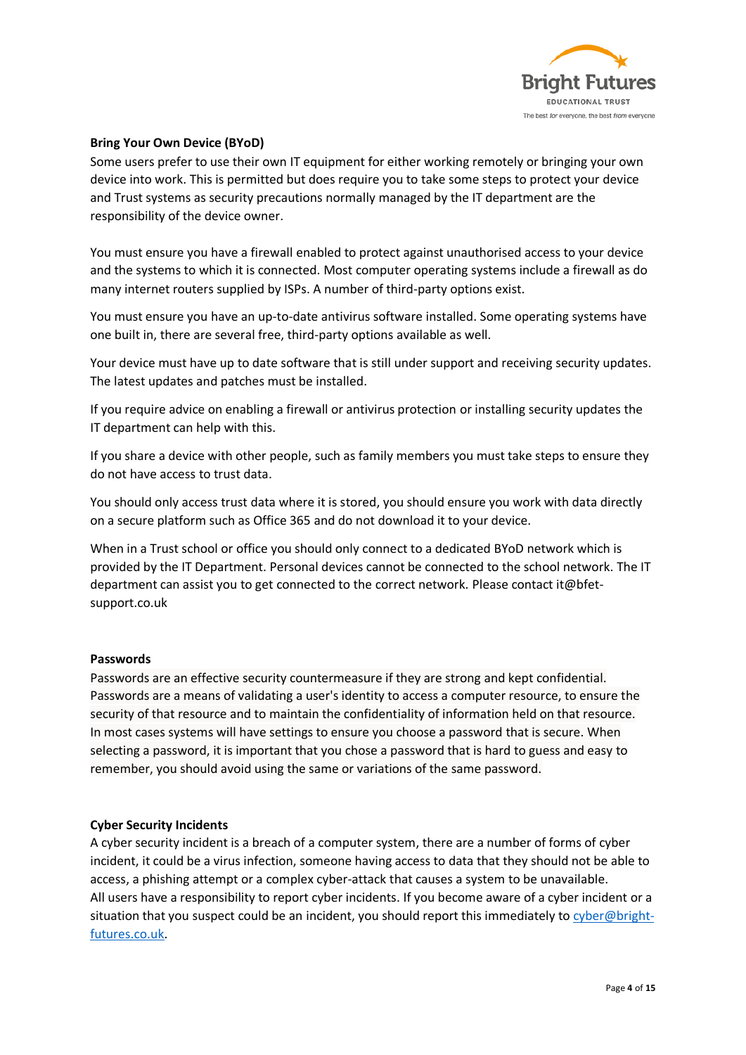**Bring Your Own Device (BYoD)**

Some users prefer to use their own IT equipment for either working remotely or bringing your own device into work. This is permitted but does require you to take some steps to protect your device and Trust systems as security precautions normally managed by the IT department are the responsibility of the device owner.

You must ensure you have a firewall enabled to protect against unauthorised access to your device and the systems to which it is connected. Most computer operating systems include a firewall as do many internet routers supplied by ISPs. A number of third-party options exist.

You must ensure you have an up-to-date antivirus software installed. Some operating systems have one built in, there are several free, third-party options available as well.

Your device must have up to date software that is still under support and receiving security updates. The latest updates and patches must be installed.

If you require advice on enabling a firewall or antivirus protection or installing security updates the IT department can help with this.

If you share a device with other people, such as family members you must take steps to ensure they do not have access to trust data.

You should only access trust data where it is stored, you should ensure you work with data directly on a secure platform such as Office 365 and do not download it to your device.

When in a Trust school or office you should only connect to a dedicated BYoD network which is provided by the IT Department. Personal devices cannot be connected to the school network. The IT department can assist you to get connected to the correct network. Please contact it@bfet-support.co.uk

**Passwords**

Passwords are an effective security countermeasure if they are strong and kept confidential. Passwords are a means of validating a user's identity to access a computer resource, to ensure the security of that resource and to maintain the confidentiality of information held on that resource. In most cases systems will have settings to ensure you choose a password that is secure. When selecting a password, it is important that you chose a password that is hard to guess and easy to remember, you should avoid using the same or variations of the same password.

**Cyber Security Incidents**

A cyber security incident is a breach of a computer system, there are a number of forms of cyber incident, it could be a virus infection, someone having access to data that they should not be able to access, a phishing attempt or a complex cyber-attack that causes a system to be unavailable.
All users have a responsibility to report cyber incidents. If you become aware of a cyber incident or a situation that you suspect could be an incident, you should report this immediately to cyber@bright-futures.co.uk.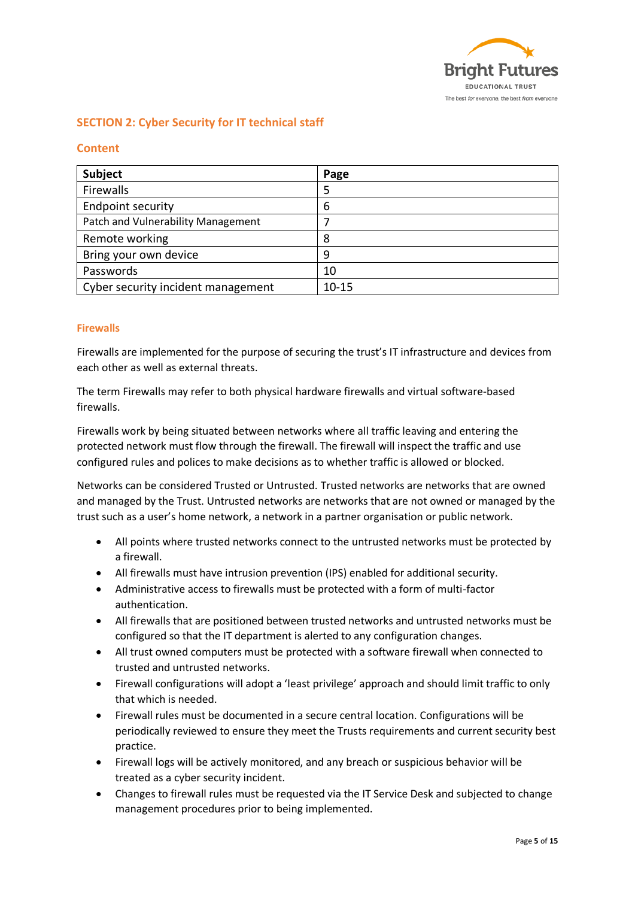## SECTION 2: Cyber Security for IT technical staff

### Content

| Subject | Page |
|---|---|
| Firewalls | 5 |
| Endpoint security | 6 |
| Patch and Vulnerability Management | 7 |
| Remote working | 8 |
| Bring your own device | 9 |
| Passwords | 10 |
| Cyber security incident management | 10-15 |

### Firewalls

Firewalls are implemented for the purpose of securing the trust's IT infrastructure and devices from each other as well as external threats.

The term Firewalls may refer to both physical hardware firewalls and virtual software-based firewalls.

Firewalls work by being situated between networks where all traffic leaving and entering the protected network must flow through the firewall. The firewall will inspect the traffic and use configured rules and polices to make decisions as to whether traffic is allowed or blocked.

Networks can be considered Trusted or Untrusted. Trusted networks are networks that are owned and managed by the Trust. Untrusted networks are networks that are not owned or managed by the trust such as a user's home network, a network in a partner organisation or public network.

- All points where trusted networks connect to the untrusted networks must be protected by a firewall.
- All firewalls must have intrusion prevention (IPS) enabled for additional security.
- Administrative access to firewalls must be protected with a form of multi-factor authentication.
- All firewalls that are positioned between trusted networks and untrusted networks must be configured so that the IT department is alerted to any configuration changes.
- All trust owned computers must be protected with a software firewall when connected to trusted and untrusted networks.
- Firewall configurations will adopt a 'least privilege' approach and should limit traffic to only that which is needed.
- Firewall rules must be documented in a secure central location. Configurations will be periodically reviewed to ensure they meet the Trusts requirements and current security best practice.
- Firewall logs will be actively monitored, and any breach or suspicious behavior will be treated as a cyber security incident.
- Changes to firewall rules must be requested via the IT Service Desk and subjected to change management procedures prior to being implemented.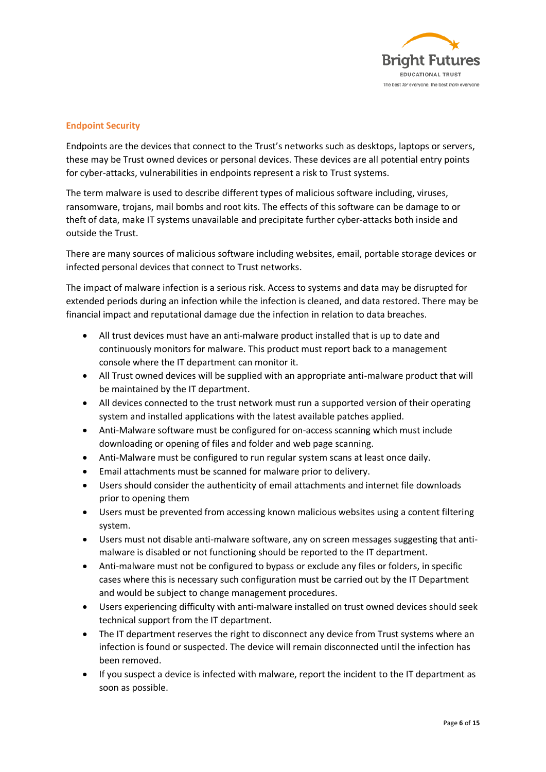## Endpoint Security

Endpoints are the devices that connect to the Trust's networks such as desktops, laptops or servers, these may be Trust owned devices or personal devices. These devices are all potential entry points for cyber-attacks, vulnerabilities in endpoints represent a risk to Trust systems.

The term malware is used to describe different types of malicious software including, viruses, ransomware, trojans, mail bombs and root kits. The effects of this software can be damage to or theft of data, make IT systems unavailable and precipitate further cyber-attacks both inside and outside the Trust.

There are many sources of malicious software including websites, email, portable storage devices or infected personal devices that connect to Trust networks.

The impact of malware infection is a serious risk. Access to systems and data may be disrupted for extended periods during an infection while the infection is cleaned, and data restored. There may be financial impact and reputational damage due the infection in relation to data breaches.

- All trust devices must have an anti-malware product installed that is up to date and continuously monitors for malware. This product must report back to a management console where the IT department can monitor it.
- All Trust owned devices will be supplied with an appropriate anti-malware product that will be maintained by the IT department.
- All devices connected to the trust network must run a supported version of their operating system and installed applications with the latest available patches applied.
- Anti-Malware software must be configured for on-access scanning which must include downloading or opening of files and folder and web page scanning.
- Anti-Malware must be configured to run regular system scans at least once daily.
- Email attachments must be scanned for malware prior to delivery.
- Users should consider the authenticity of email attachments and internet file downloads prior to opening them
- Users must be prevented from accessing known malicious websites using a content filtering system.
- Users must not disable anti-malware software, any on screen messages suggesting that anti-malware is disabled or not functioning should be reported to the IT department.
- Anti-malware must not be configured to bypass or exclude any files or folders, in specific cases where this is necessary such configuration must be carried out by the IT Department and would be subject to change management procedures.
- Users experiencing difficulty with anti-malware installed on trust owned devices should seek technical support from the IT department.
- The IT department reserves the right to disconnect any device from Trust systems where an infection is found or suspected. The device will remain disconnected until the infection has been removed.
- If you suspect a device is infected with malware, report the incident to the IT department as soon as possible.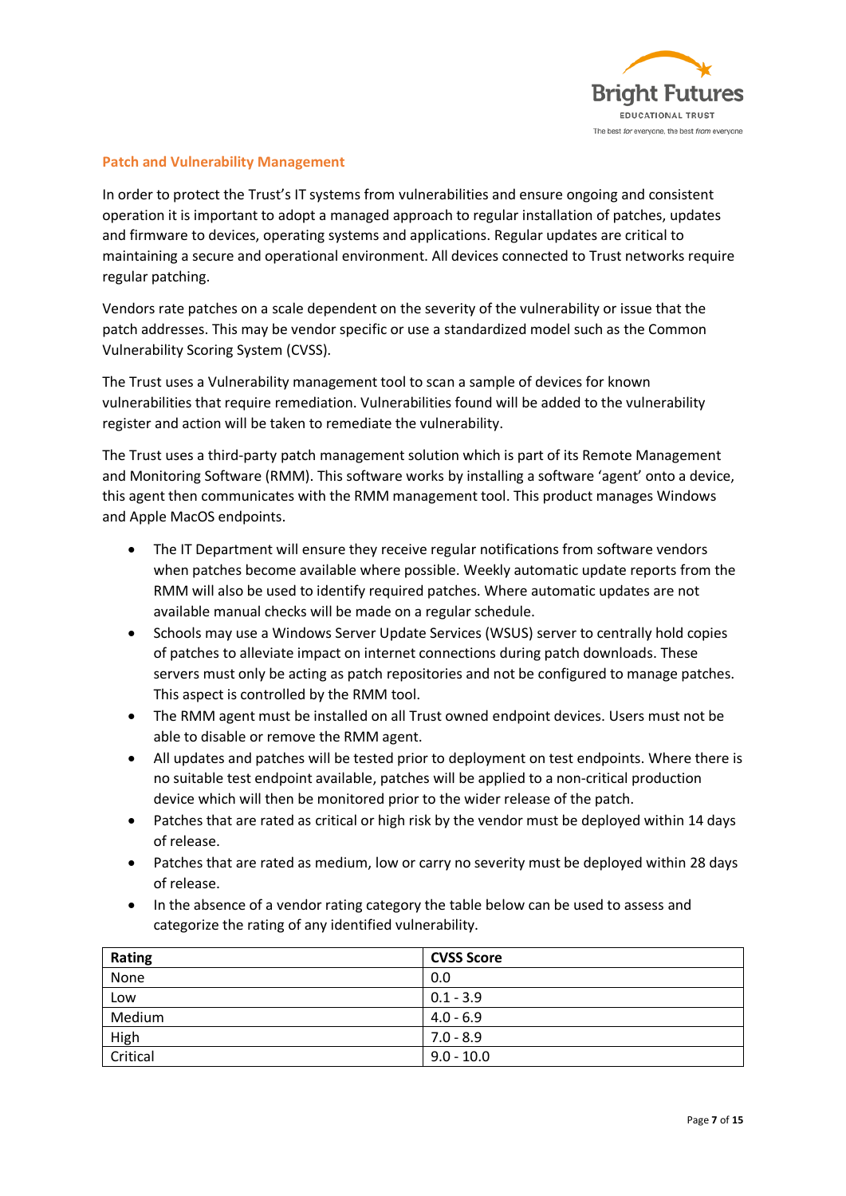## Patch and Vulnerability Management

In order to protect the Trust's IT systems from vulnerabilities and ensure ongoing and consistent operation it is important to adopt a managed approach to regular installation of patches, updates and firmware to devices, operating systems and applications. Regular updates are critical to maintaining a secure and operational environment. All devices connected to Trust networks require regular patching.

Vendors rate patches on a scale dependent on the severity of the vulnerability or issue that the patch addresses. This may be vendor specific or use a standardized model such as the Common Vulnerability Scoring System (CVSS).

The Trust uses a Vulnerability management tool to scan a sample of devices for known vulnerabilities that require remediation. Vulnerabilities found will be added to the vulnerability register and action will be taken to remediate the vulnerability.

The Trust uses a third-party patch management solution which is part of its Remote Management and Monitoring Software (RMM). This software works by installing a software 'agent' onto a device, this agent then communicates with the RMM management tool. This product manages Windows and Apple MacOS endpoints.

- The IT Department will ensure they receive regular notifications from software vendors when patches become available where possible. Weekly automatic update reports from the RMM will also be used to identify required patches. Where automatic updates are not available manual checks will be made on a regular schedule.
- Schools may use a Windows Server Update Services (WSUS) server to centrally hold copies of patches to alleviate impact on internet connections during patch downloads. These servers must only be acting as patch repositories and not be configured to manage patches. This aspect is controlled by the RMM tool.
- The RMM agent must be installed on all Trust owned endpoint devices. Users must not be able to disable or remove the RMM agent.
- All updates and patches will be tested prior to deployment on test endpoints. Where there is no suitable test endpoint available, patches will be applied to a non-critical production device which will then be monitored prior to the wider release of the patch.
- Patches that are rated as critical or high risk by the vendor must be deployed within 14 days of release.
- Patches that are rated as medium, low or carry no severity must be deployed within 28 days of release.
- In the absence of a vendor rating category the table below can be used to assess and categorize the rating of any identified vulnerability.

| Rating | CVSS Score |
|---|---|
| None | 0.0 |
| Low | 0.1 - 3.9 |
| Medium | 4.0 - 6.9 |
| High | 7.0 - 8.9 |
| Critical | 9.0 - 10.0 |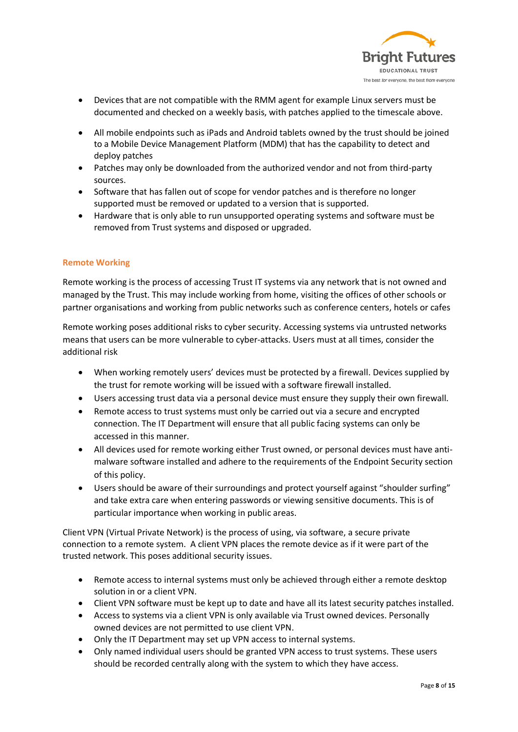- Devices that are not compatible with the RMM agent for example Linux servers must be documented and checked on a weekly basis, with patches applied to the timescale above.

- All mobile endpoints such as iPads and Android tablets owned by the trust should be joined to a Mobile Device Management Platform (MDM) that has the capability to detect and deploy patches
- Patches may only be downloaded from the authorized vendor and not from third-party sources.
- Software that has fallen out of scope for vendor patches and is therefore no longer supported must be removed or updated to a version that is supported.
- Hardware that is only able to run unsupported operating systems and software must be removed from Trust systems and disposed or upgraded.

## Remote Working

Remote working is the process of accessing Trust IT systems via any network that is not owned and managed by the Trust. This may include working from home, visiting the offices of other schools or partner organisations and working from public networks such as conference centers, hotels or cafes

Remote working poses additional risks to cyber security. Accessing systems via untrusted networks means that users can be more vulnerable to cyber-attacks. Users must at all times, consider the additional risk

- When working remotely users' devices must be protected by a firewall. Devices supplied by the trust for remote working will be issued with a software firewall installed.
- Users accessing trust data via a personal device must ensure they supply their own firewall.
- Remote access to trust systems must only be carried out via a secure and encrypted connection. The IT Department will ensure that all public facing systems can only be accessed in this manner.
- All devices used for remote working either Trust owned, or personal devices must have anti-malware software installed and adhere to the requirements of the Endpoint Security section of this policy.
- Users should be aware of their surroundings and protect yourself against "shoulder surfing" and take extra care when entering passwords or viewing sensitive documents. This is of particular importance when working in public areas.

Client VPN (Virtual Private Network) is the process of using, via software, a secure private connection to a remote system. A client VPN places the remote device as if it were part of the trusted network. This poses additional security issues.

- Remote access to internal systems must only be achieved through either a remote desktop solution in or a client VPN.
- Client VPN software must be kept up to date and have all its latest security patches installed.
- Access to systems via a client VPN is only available via Trust owned devices. Personally owned devices are not permitted to use client VPN.
- Only the IT Department may set up VPN access to internal systems.
- Only named individual users should be granted VPN access to trust systems. These users should be recorded centrally along with the system to which they have access.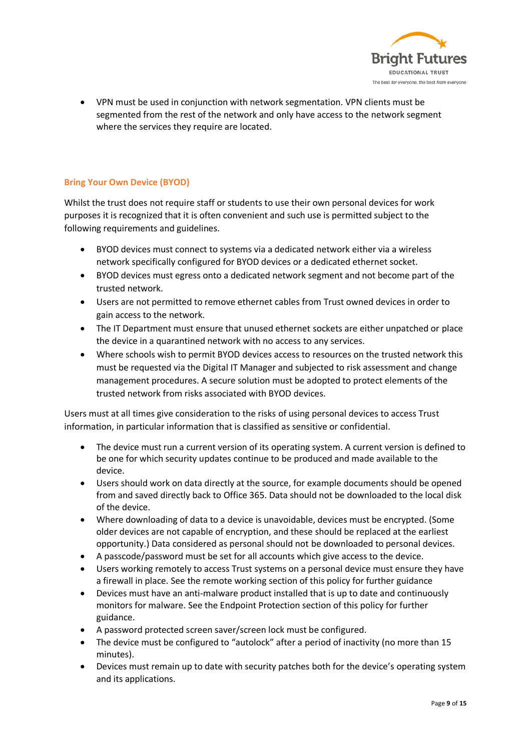- VPN must be used in conjunction with network segmentation. VPN clients must be segmented from the rest of the network and only have access to the network segment where the services they require are located.

### Bring Your Own Device (BYOD)

Whilst the trust does not require staff or students to use their own personal devices for work purposes it is recognized that it is often convenient and such use is permitted subject to the following requirements and guidelines.

- BYOD devices must connect to systems via a dedicated network either via a wireless network specifically configured for BYOD devices or a dedicated ethernet socket.
- BYOD devices must egress onto a dedicated network segment and not become part of the trusted network.
- Users are not permitted to remove ethernet cables from Trust owned devices in order to gain access to the network.
- The IT Department must ensure that unused ethernet sockets are either unpatched or place the device in a quarantined network with no access to any services.
- Where schools wish to permit BYOD devices access to resources on the trusted network this must be requested via the Digital IT Manager and subjected to risk assessment and change management procedures. A secure solution must be adopted to protect elements of the trusted network from risks associated with BYOD devices.

Users must at all times give consideration to the risks of using personal devices to access Trust information, in particular information that is classified as sensitive or confidential.

- The device must run a current version of its operating system. A current version is defined to be one for which security updates continue to be produced and made available to the device.
- Users should work on data directly at the source, for example documents should be opened from and saved directly back to Office 365. Data should not be downloaded to the local disk of the device.
- Where downloading of data to a device is unavoidable, devices must be encrypted. (Some older devices are not capable of encryption, and these should be replaced at the earliest opportunity.) Data considered as personal should not be downloaded to personal devices.
- A passcode/password must be set for all accounts which give access to the device.
- Users working remotely to access Trust systems on a personal device must ensure they have a firewall in place. See the remote working section of this policy for further guidance
- Devices must have an anti-malware product installed that is up to date and continuously monitors for malware. See the Endpoint Protection section of this policy for further guidance.
- A password protected screen saver/screen lock must be configured.
- The device must be configured to "autolock" after a period of inactivity (no more than 15 minutes).
- Devices must remain up to date with security patches both for the device's operating system and its applications.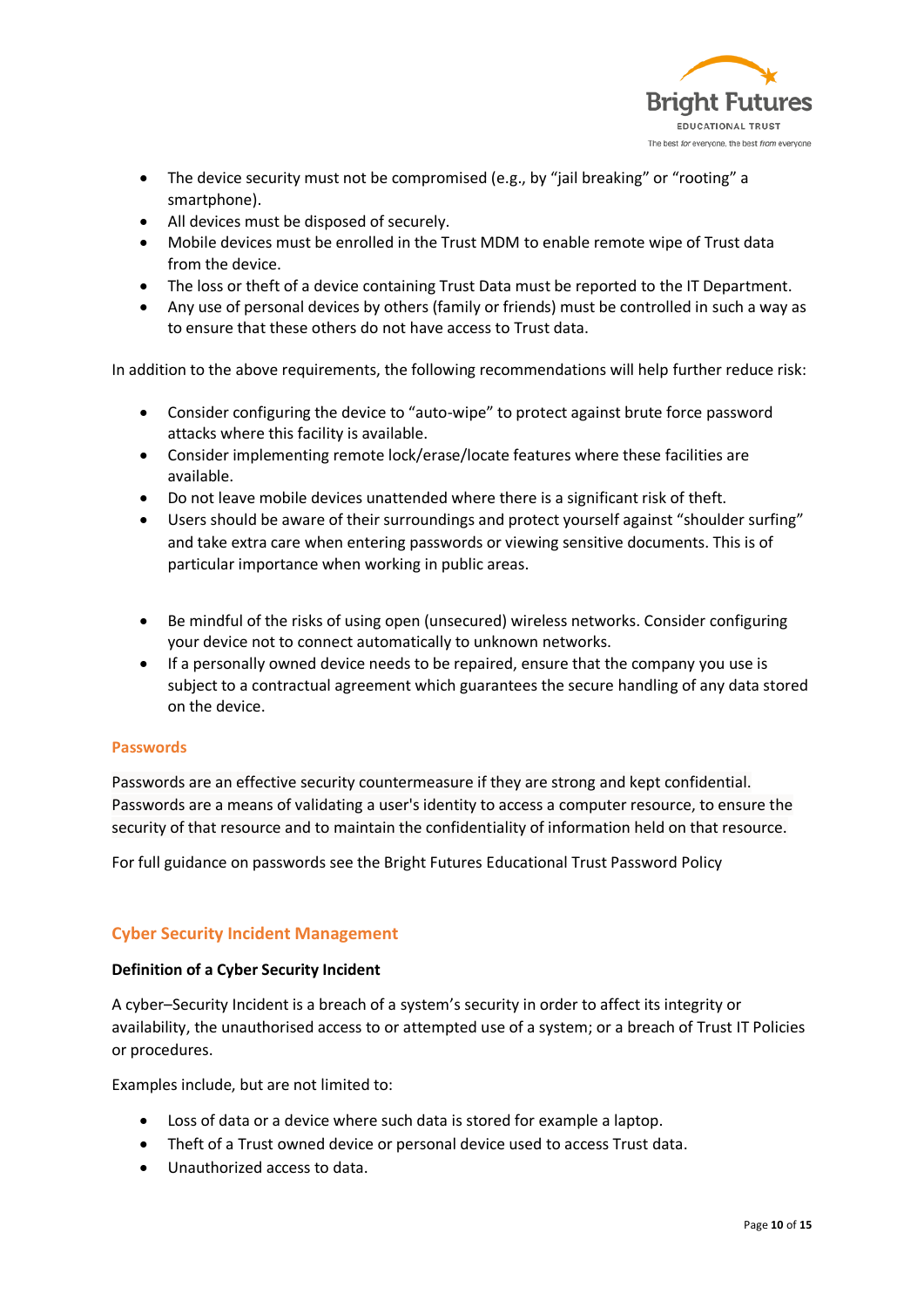- The device security must not be compromised (e.g., by "jail breaking" or "rooting" a smartphone).
- All devices must be disposed of securely.
- Mobile devices must be enrolled in the Trust MDM to enable remote wipe of Trust data from the device.
- The loss or theft of a device containing Trust Data must be reported to the IT Department.
- Any use of personal devices by others (family or friends) must be controlled in such a way as to ensure that these others do not have access to Trust data.

In addition to the above requirements, the following recommendations will help further reduce risk:

- Consider configuring the device to "auto-wipe" to protect against brute force password attacks where this facility is available.
- Consider implementing remote lock/erase/locate features where these facilities are available.
- Do not leave mobile devices unattended where there is a significant risk of theft.
- Users should be aware of their surroundings and protect yourself against "shoulder surfing" and take extra care when entering passwords or viewing sensitive documents. This is of particular importance when working in public areas.

- Be mindful of the risks of using open (unsecured) wireless networks. Consider configuring your device not to connect automatically to unknown networks.
- If a personally owned device needs to be repaired, ensure that the company you use is subject to a contractual agreement which guarantees the secure handling of any data stored on the device.

### Passwords

Passwords are an effective security countermeasure if they are strong and kept confidential. Passwords are a means of validating a user's identity to access a computer resource, to ensure the security of that resource and to maintain the confidentiality of information held on that resource.

For full guidance on passwords see the Bright Futures Educational Trust Password Policy

## Cyber Security Incident Management

**Definition of a Cyber Security Incident**

A cyber–Security Incident is a breach of a system's security in order to affect its integrity or availability, the unauthorised access to or attempted use of a system; or a breach of Trust IT Policies or procedures.

Examples include, but are not limited to:

- Loss of data or a device where such data is stored for example a laptop.
- Theft of a Trust owned device or personal device used to access Trust data.
- Unauthorized access to data.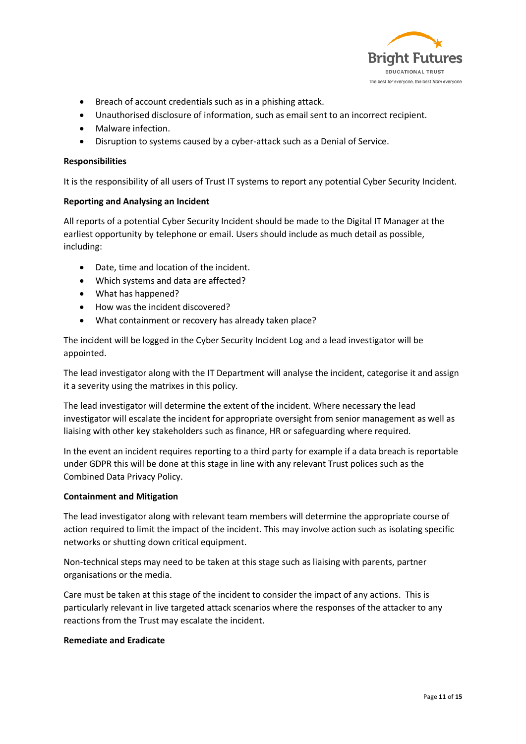- Breach of account credentials such as in a phishing attack.
- Unauthorised disclosure of information, such as email sent to an incorrect recipient.
- Malware infection.
- Disruption to systems caused by a cyber-attack such as a Denial of Service.

**Responsibilities**

It is the responsibility of all users of Trust IT systems to report any potential Cyber Security Incident.

**Reporting and Analysing an Incident**

All reports of a potential Cyber Security Incident should be made to the Digital IT Manager at the earliest opportunity by telephone or email. Users should include as much detail as possible, including:

- Date, time and location of the incident.
- Which systems and data are affected?
- What has happened?
- How was the incident discovered?
- What containment or recovery has already taken place?

The incident will be logged in the Cyber Security Incident Log and a lead investigator will be appointed.

The lead investigator along with the IT Department will analyse the incident, categorise it and assign it a severity using the matrixes in this policy.

The lead investigator will determine the extent of the incident. Where necessary the lead investigator will escalate the incident for appropriate oversight from senior management as well as liaising with other key stakeholders such as finance, HR or safeguarding where required.

In the event an incident requires reporting to a third party for example if a data breach is reportable under GDPR this will be done at this stage in line with any relevant Trust polices such as the Combined Data Privacy Policy.

**Containment and Mitigation**

The lead investigator along with relevant team members will determine the appropriate course of action required to limit the impact of the incident. This may involve action such as isolating specific networks or shutting down critical equipment.

Non-technical steps may need to be taken at this stage such as liaising with parents, partner organisations or the media.

Care must be taken at this stage of the incident to consider the impact of any actions. This is particularly relevant in live targeted attack scenarios where the responses of the attacker to any reactions from the Trust may escalate the incident.

**Remediate and Eradicate**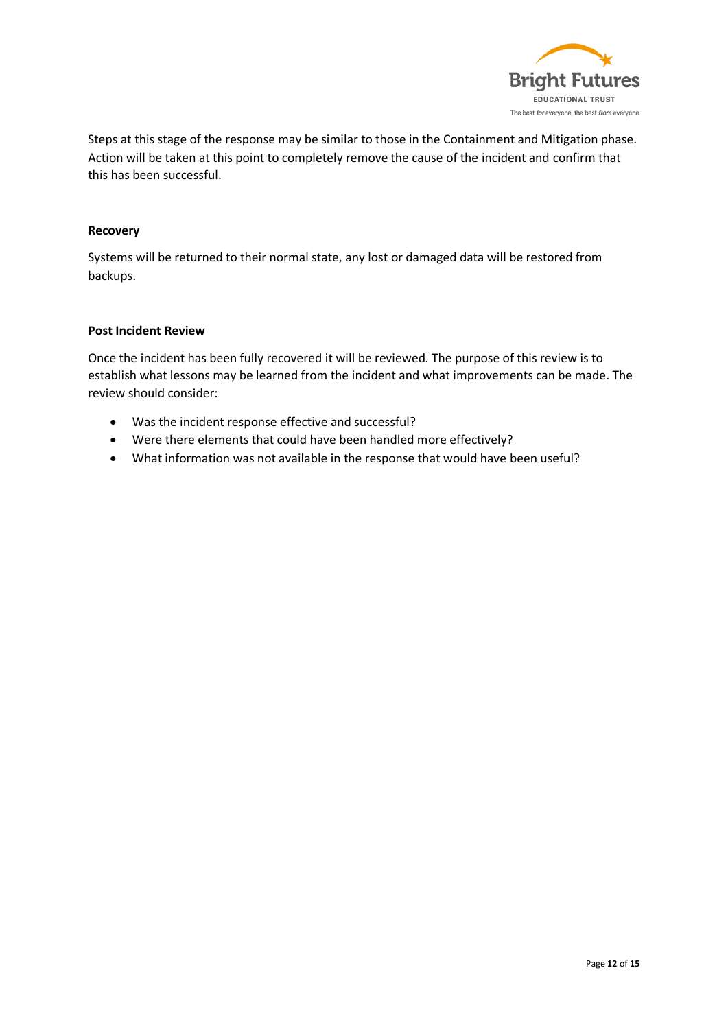Steps at this stage of the response may be similar to those in the Containment and Mitigation phase. Action will be taken at this point to completely remove the cause of the incident and confirm that this has been successful.

**Recovery**

Systems will be returned to their normal state, any lost or damaged data will be restored from backups.

**Post Incident Review**

Once the incident has been fully recovered it will be reviewed. The purpose of this review is to establish what lessons may be learned from the incident and what improvements can be made. The review should consider:

- Was the incident response effective and successful?
- Were there elements that could have been handled more effectively?
- What information was not available in the response that would have been useful?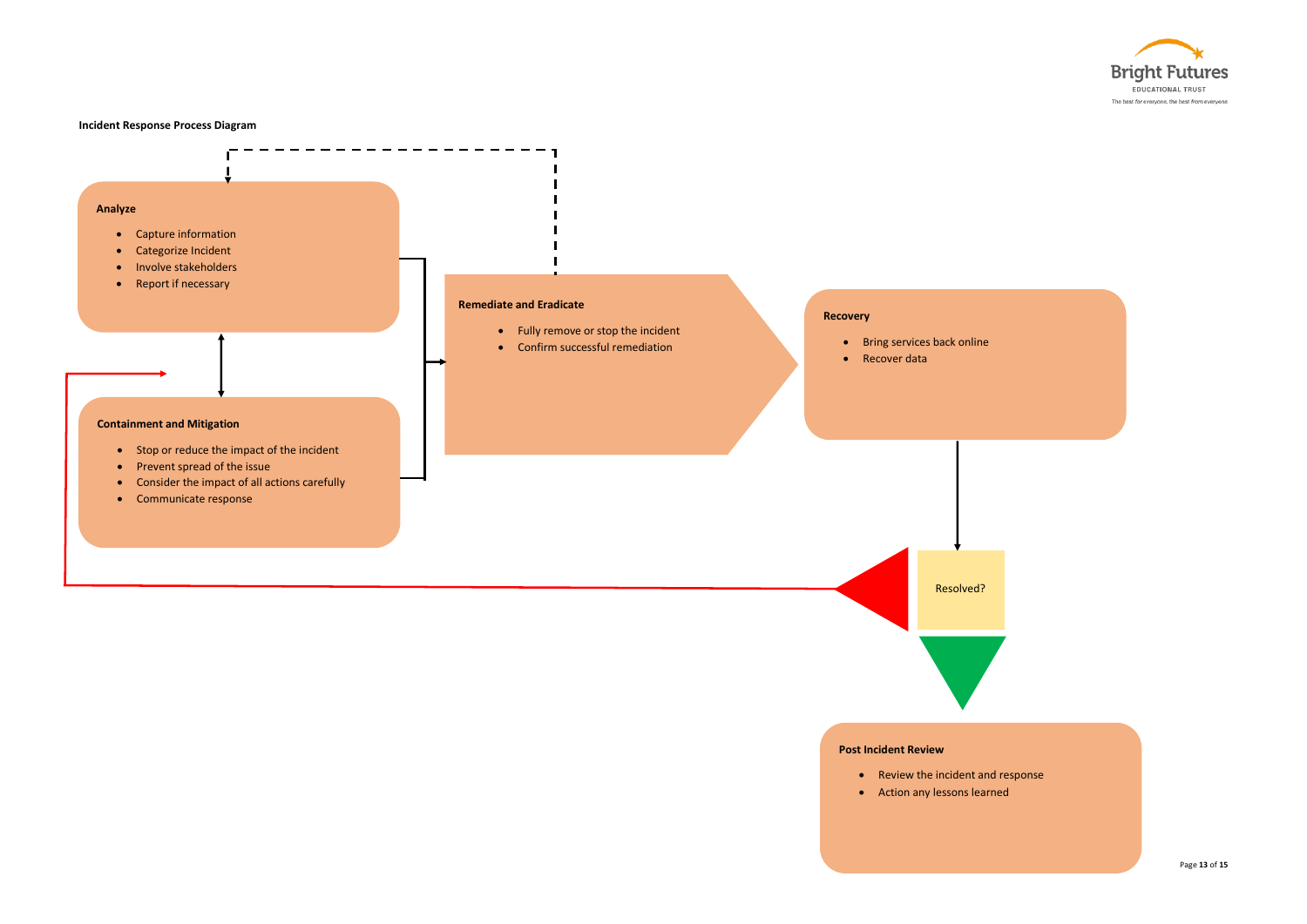**Incident Response Process Diagram**

**Analyze**

- Capture information
- Categorize Incident
- Involve stakeholders
- Report if necessary

**Containment and Mitigation**

- Stop or reduce the impact of the incident
- Prevent spread of the issue
- Consider the impact of all actions carefully
- Communicate response

**Remediate and Eradicate**

- Fully remove or stop the incident
- Confirm successful remediation

**Recovery**

- Bring services back online
- Recover data

Resolved?

**Post Incident Review**

- Review the incident and response
- Action any lessons learned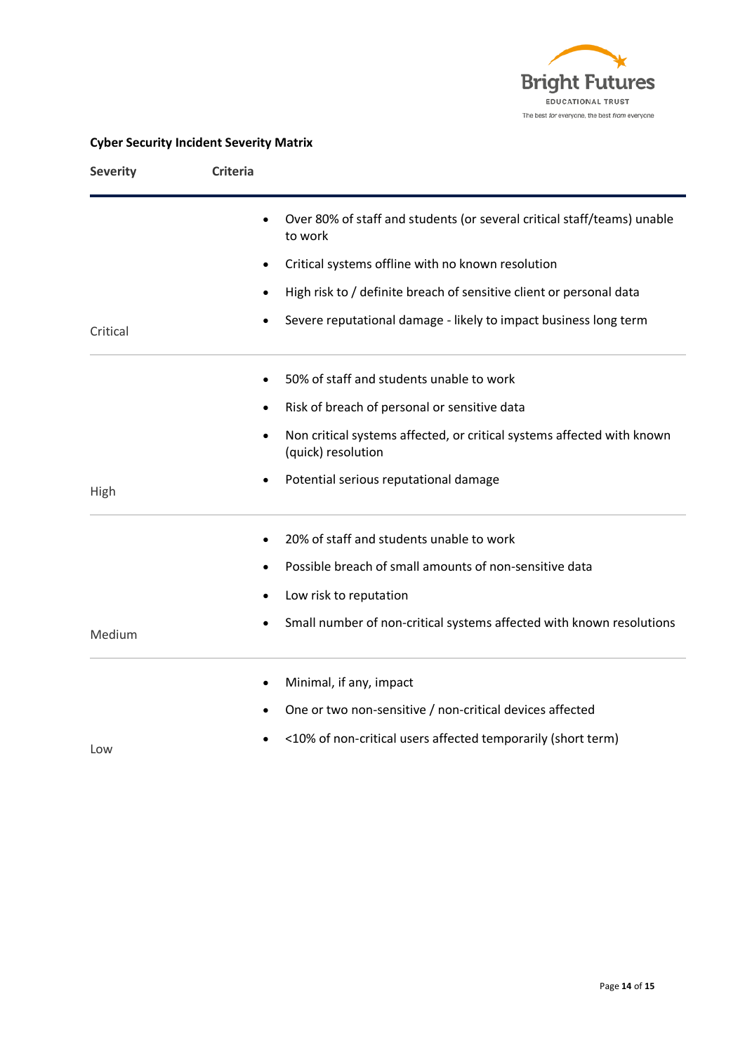**Cyber Security Incident Severity Matrix**

| Severity | Criteria |
|---|---|
| Critical | • Over 80% of staff and students (or several critical staff/teams) unable to work<br>• Critical systems offline with no known resolution<br>• High risk to / definite breach of sensitive client or personal data<br>• Severe reputational damage - likely to impact business long term |
| High | • 50% of staff and students unable to work<br>• Risk of breach of personal or sensitive data<br>• Non critical systems affected, or critical systems affected with known (quick) resolution<br>• Potential serious reputational damage |
| Medium | • 20% of staff and students unable to work<br>• Possible breach of small amounts of non-sensitive data<br>• Low risk to reputation<br>• Small number of non-critical systems affected with known resolutions |
| Low | • Minimal, if any, impact<br>• One or two non-sensitive / non-critical devices affected<br>• <10% of non-critical users affected temporarily (short term) |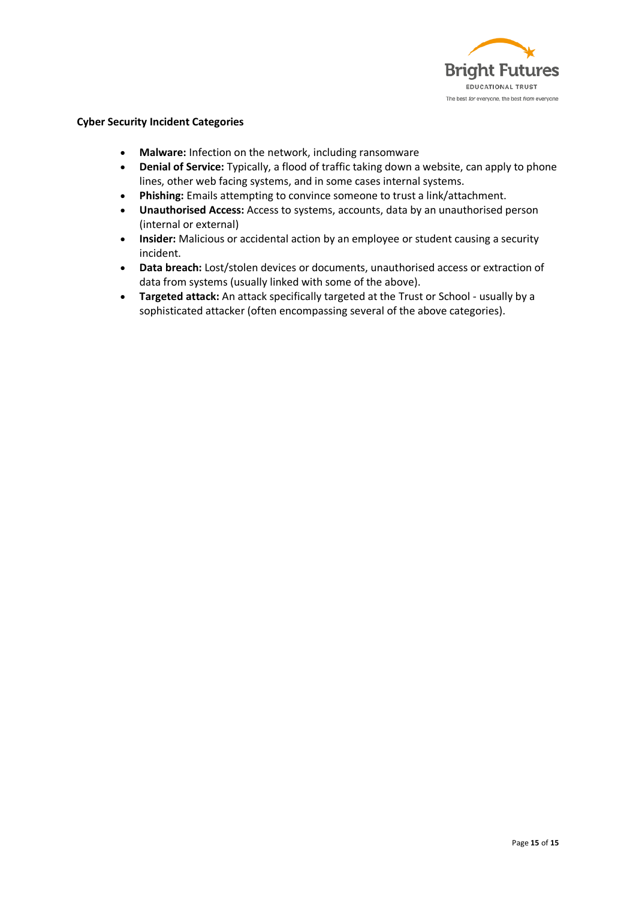**Cyber Security Incident Categories**

- **Malware:** Infection on the network, including ransomware
- **Denial of Service:** Typically, a flood of traffic taking down a website, can apply to phone lines, other web facing systems, and in some cases internal systems.
- **Phishing:** Emails attempting to convince someone to trust a link/attachment.
- **Unauthorised Access:** Access to systems, accounts, data by an unauthorised person (internal or external)
- **Insider:** Malicious or accidental action by an employee or student causing a security incident.
- **Data breach:** Lost/stolen devices or documents, unauthorised access or extraction of data from systems (usually linked with some of the above).
- **Targeted attack:** An attack specifically targeted at the Trust or School - usually by a sophisticated attacker (often encompassing several of the above categories).